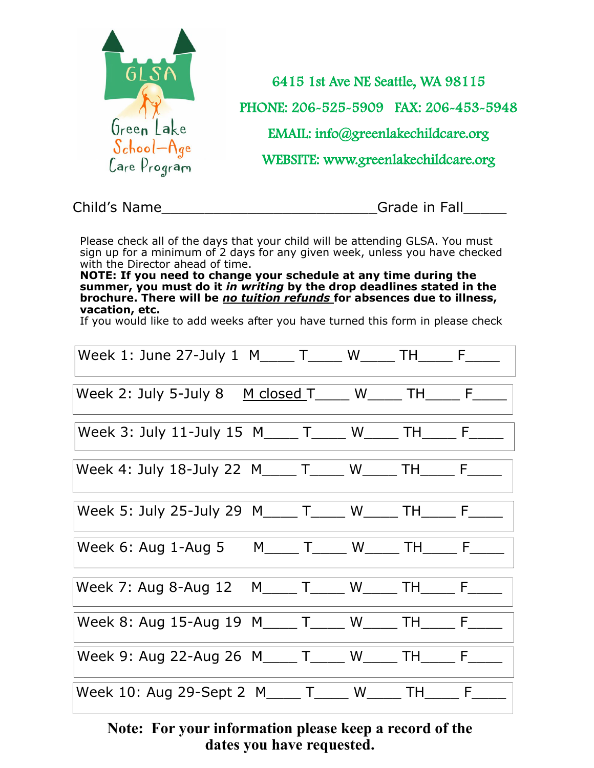Green Lake School-Age Care Program (GLSA)

6415 1st Ave NE Seattle, WA 98115

PHONE: 206-525-5909 FAX: 206-453-5948

EMAIL: info@greenlakechildcare.org

WEBSITE: www.greenlakechildcare.org

Child's Name_________________________Grade in Fall_____

Please check all of the days that your child will be attending GLSA. You must sign up for a minimum of 2 days for any given week, unless you have checked with the Director ahead of time.
**NOTE: If you need to change your schedule at any time during the summer, you must do it *in writing* by the drop deadlines stated in the brochure. There will be *no tuition refunds* for absences due to illness, vacation, etc.**
If you would like to add weeks after you have turned this form in please check

| Week | M | T | W | TH | F |
|---|---|---|---|---|---|
| Week 1: June 27-July 1 | M____ | T____ | W____ | TH____ | F____ |
| Week 2: July 5-July 8 | M closed | T____ | W____ | TH____ | F____ |
| Week 3: July 11-July 15 | M____ | T____ | W____ | TH____ | F____ |
| Week 4: July 18-July 22 | M____ | T____ | W____ | TH____ | F____ |
| Week 5: July 25-July 29 | M____ | T____ | W____ | TH____ | F____ |
| Week 6: Aug 1-Aug 5 | M____ | T____ | W____ | TH____ | F____ |
| Week 7: Aug 8-Aug 12 | M____ | T____ | W____ | TH____ | F____ |
| Week 8: Aug 15-Aug 19 | M____ | T____ | W____ | TH____ | F____ |
| Week 9: Aug 22-Aug 26 | M____ | T____ | W____ | TH____ | F____ |
| Week 10: Aug 29-Sept 2 | M____ | T____ | W____ | TH____ | F____ |

**Note: For your information please keep a record of the dates you have requested.**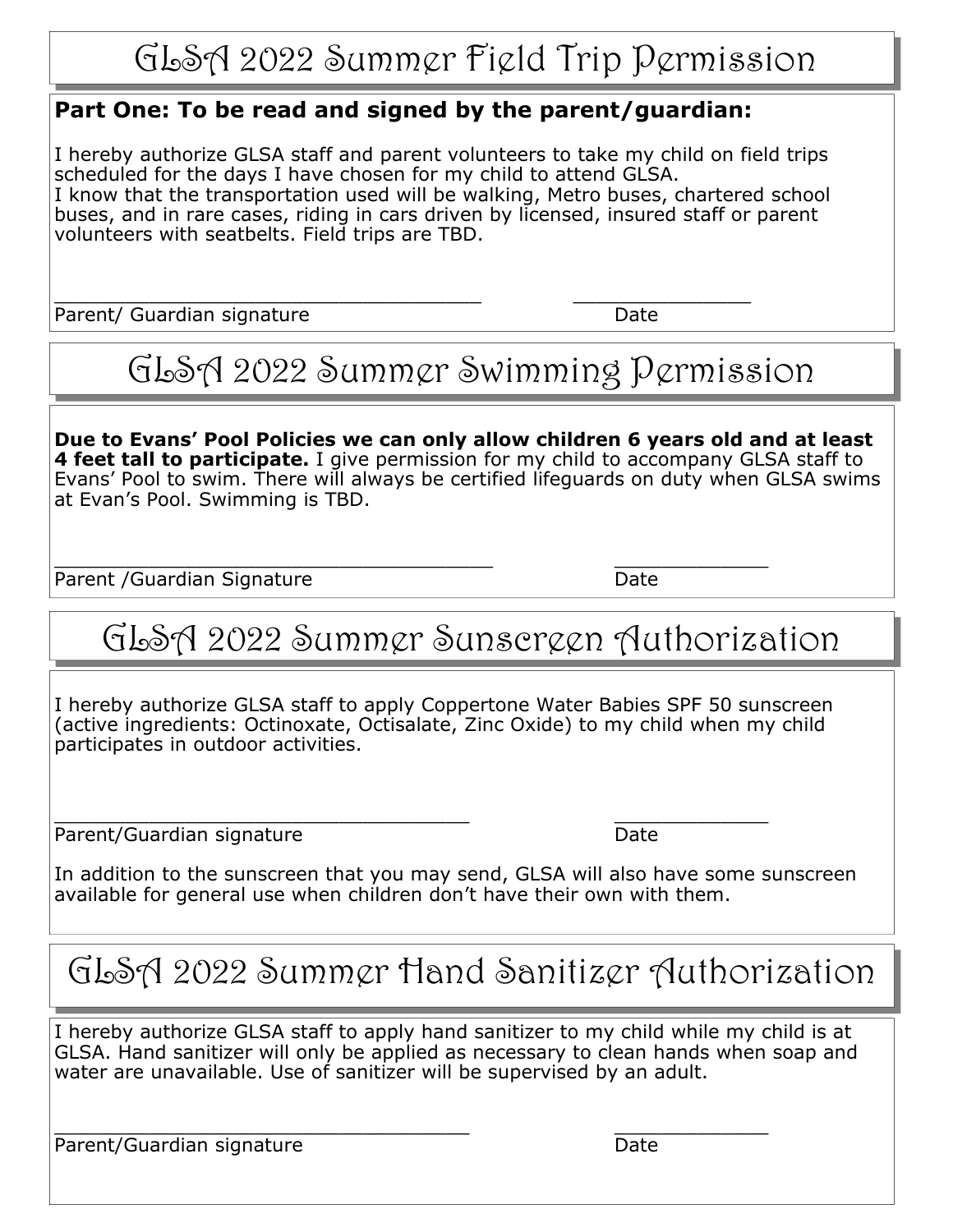# GLSA 2022 Summer Field Trip Permission

**Part One: To be read and signed by the parent/guardian:**

I hereby authorize GLSA staff and parent volunteers to take my child on field trips scheduled for the days I have chosen for my child to attend GLSA.
I know that the transportation used will be walking, Metro buses, chartered school buses, and in rare cases, riding in cars driven by licensed, insured staff or parent volunteers with seatbelts. Field trips are TBD.

\_\_\_\_\_\_\_\_\_\_\_\_\_\_\_\_\_\_\_\_\_\_\_\_\_\_\_\_\_\_\_\_\_\_\_ \_\_\_\_\_\_\_\_\_\_\_\_\_\_\_

Parent/ Guardian signature Date

# GLSA 2022 Summer Swimming Permission

**Due to Evans' Pool Policies we can only allow children 6 years old and at least 4 feet tall to participate.** I give permission for my child to accompany GLSA staff to Evans' Pool to swim. There will always be certified lifeguards on duty when GLSA swims at Evan's Pool. Swimming is TBD.

\_\_\_\_\_\_\_\_\_\_\_\_\_\_\_\_\_\_\_\_\_\_\_\_\_\_\_\_\_\_\_\_\_\_\_ \_\_\_\_\_\_\_\_\_\_\_\_\_

Parent /Guardian Signature Date

# GLSA 2022 Summer Sunscreen Authorization

I hereby authorize GLSA staff to apply Coppertone Water Babies SPF 50 sunscreen (active ingredients: Octinoxate, Octisalate, Zinc Oxide) to my child when my child participates in outdoor activities.

\_\_\_\_\_\_\_\_\_\_\_\_\_\_\_\_\_\_\_\_\_\_\_\_\_\_\_\_\_\_\_\_\_\_\_ \_\_\_\_\_\_\_\_\_\_\_\_\_

Parent/Guardian signature Date

In addition to the sunscreen that you may send, GLSA will also have some sunscreen available for general use when children don't have their own with them.

# GLSA 2022 Summer Hand Sanitizer Authorization

I hereby authorize GLSA staff to apply hand sanitizer to my child while my child is at GLSA. Hand sanitizer will only be applied as necessary to clean hands when soap and water are unavailable. Use of sanitizer will be supervised by an adult.

\_\_\_\_\_\_\_\_\_\_\_\_\_\_\_\_\_\_\_\_\_\_\_\_\_\_\_\_\_\_\_\_\_\_\_ \_\_\_\_\_\_\_\_\_\_\_\_\_

Parent/Guardian signature Date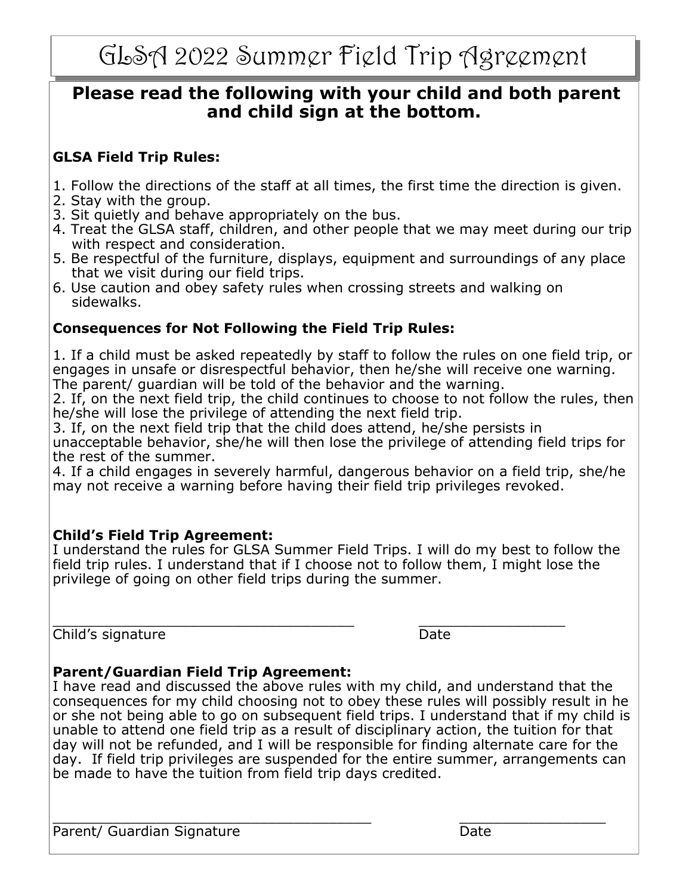# GLSA 2022 Summer Field Trip Agreement

**Please read the following with your child and both parent and child sign at the bottom.**

**GLSA Field Trip Rules:**

1. Follow the directions of the staff at all times, the first time the direction is given.
2. Stay with the group.
3. Sit quietly and behave appropriately on the bus.
4. Treat the GLSA staff, children, and other people that we may meet during our trip with respect and consideration.
5. Be respectful of the furniture, displays, equipment and surroundings of any place that we visit during our field trips.
6. Use caution and obey safety rules when crossing streets and walking on sidewalks.

**Consequences for Not Following the Field Trip Rules:**

1. If a child must be asked repeatedly by staff to follow the rules on one field trip, or engages in unsafe or disrespectful behavior, then he/she will receive one warning. The parent/ guardian will be told of the behavior and the warning.
2. If, on the next field trip, the child continues to choose to not follow the rules, then he/she will lose the privilege of attending the next field trip.
3. If, on the next field trip that the child does attend, he/she persists in unacceptable behavior, she/he will then lose the privilege of attending field trips for the rest of the summer.
4. If a child engages in severely harmful, dangerous behavior on a field trip, she/he may not receive a warning before having their field trip privileges revoked.

**Child's Field Trip Agreement:**
I understand the rules for GLSA Summer Field Trips. I will do my best to follow the field trip rules. I understand that if I choose not to follow them, I might lose the privilege of going on other field trips during the summer.

\_\_\_\_\_\_\_\_\_\_\_\_\_\_\_\_\_\_\_\_\_\_\_\_\_\_\_\_\_\_\_\_\_\_\_\_ \_\_\_\_\_\_\_\_\_\_\_\_\_\_\_\_\_\_
Child's signature Date

**Parent/Guardian Field Trip Agreement:**
I have read and discussed the above rules with my child, and understand that the consequences for my child choosing not to obey these rules will possibly result in he or she not being able to go on subsequent field trips. I understand that if my child is unable to attend one field trip as a result of disciplinary action, the tuition for that day will not be refunded, and I will be responsible for finding alternate care for the day. If field trip privileges are suspended for the entire summer, arrangements can be made to have the tuition from field trip days credited.

\_\_\_\_\_\_\_\_\_\_\_\_\_\_\_\_\_\_\_\_\_\_\_\_\_\_\_\_\_\_\_\_\_\_\_\_\_\_ \_\_\_\_\_\_\_\_\_\_\_\_\_\_\_\_\_\_
Parent/ Guardian Signature Date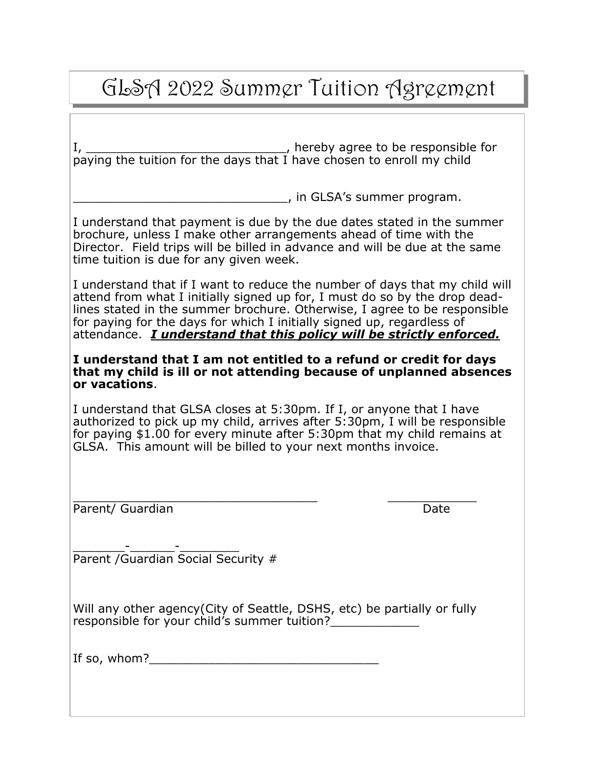# GLSA 2022 Summer Tuition Agreement

I, ___________________________, hereby agree to be responsible for paying the tuition for the days that I have chosen to enroll my child

_____________________________, in GLSA's summer program.

I understand that payment is due by the due dates stated in the summer brochure, unless I make other arrangements ahead of time with the Director. Field trips will be billed in advance and will be due at the same time tuition is due for any given week.

I understand that if I want to reduce the number of days that my child will attend from what I initially signed up for, I must do so by the drop dead-lines stated in the summer brochure. Otherwise, I agree to be responsible for paying for the days for which I initially signed up, regardless of attendance. ***I understand that this policy will be strictly enforced.***

**I understand that I am not entitled to a refund or credit for days that my child is ill or not attending because of unplanned absences or vacations**.

I understand that GLSA closes at 5:30pm. If I, or anyone that I have authorized to pick up my child, arrives after 5:30pm, I will be responsible for paying $1.00 for every minute after 5:30pm that my child remains at GLSA. This amount will be billed to your next months invoice.

_________________________________ ____________
Parent/ Guardian Date

_______-______-________
Parent /Guardian Social Security #

Will any other agency(City of Seattle, DSHS, etc) be partially or fully responsible for your child's summer tuition?____________

If so, whom?_______________________________